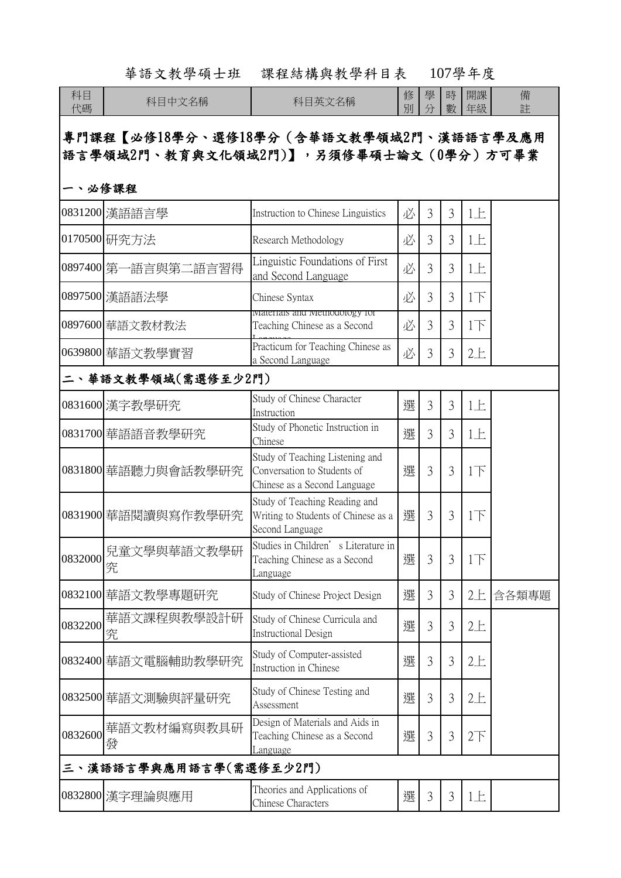# 華語文教學碩士班　課程結構與教學科目表　107學年度

| 科目代碼 | 科目中文名稱 | 科目英文名稱 | 修別 | 學分 | 時數 | 開課年級 | 備註 |
|---|---|---|---|---|---|---|---|
| **專門課程【必修18學分、選修18學分（含華語文教學領域2門、漢語語言學及應用語言學領域2門、教育與文化領域2門)】，另須修畢碩士論文（0學分）方可畢業** | | | | | | | |
| **一、必修課程** | | | | | | | |
| 0831200 | 漢語語言學 | Instruction to Chinese Linguistics | 必 | 3 | 3 | 1上 | |
| 0170500 | 研究方法 | Research Methodology | 必 | 3 | 3 | 1上 | |
| 0897400 | 第一語言與第二語言習得 | Linguistic Foundations of First and Second Language | 必 | 3 | 3 | 1上 | |
| 0897500 | 漢語語法學 | Chinese Syntax | 必 | 3 | 3 | 1下 | |
| 0897600 | 華語文教材教法 | Materials and Methodology for Teaching Chinese as a Second Language | 必 | 3 | 3 | 1下 | |
| 0639800 | 華語文教學實習 | Practicum for Teaching Chinese as a Second Language | 必 | 3 | 3 | 2上 | |
| **二、華語文教學領域(需選修至少2門)** | | | | | | | |
| 0831600 | 漢字教學研究 | Study of Chinese Character Instruction | 選 | 3 | 3 | 1上 | |
| 0831700 | 華語語音教學研究 | Study of Phonetic Instruction in Chinese | 選 | 3 | 3 | 1上 | |
| 0831800 | 華語聽力與會話教學研究 | Study of Teaching Listening and Conversation to Students of Chinese as a Second Language | 選 | 3 | 3 | 1下 | |
| 0831900 | 華語閱讀與寫作教學研究 | Study of Teaching Reading and Writing to Students of Chinese as a Second Language | 選 | 3 | 3 | 1下 | |
| 0832000 | 兒童文學與華語文教學研究 | Studies in Children's Literature in Teaching Chinese as a Second Language | 選 | 3 | 3 | 1下 | |
| 0832100 | 華語文教學專題研究 | Study of Chinese Project Design | 選 | 3 | 3 | 2上 | 含各類專題 |
| 0832200 | 華語文課程與教學設計研究 | Study of Chinese Curricula and Instructional Design | 選 | 3 | 3 | 2上 | |
| 0832400 | 華語文電腦輔助教學研究 | Study of Computer-assisted Instruction in Chinese | 選 | 3 | 3 | 2上 | |
| 0832500 | 華語文測驗與評量研究 | Study of Chinese Testing and Assessment | 選 | 3 | 3 | 2上 | |
| 0832600 | 華語文教材編寫與教具研發 | Design of Materials and Aids in Teaching Chinese as a Second Language | 選 | 3 | 3 | 2下 | |
| **三、漢語語言學與應用語言學(需選修至少2門)** | | | | | | | |
| 0832800 | 漢字理論與應用 | Theories and Applications of Chinese Characters | 選 | 3 | 3 | 1上 | |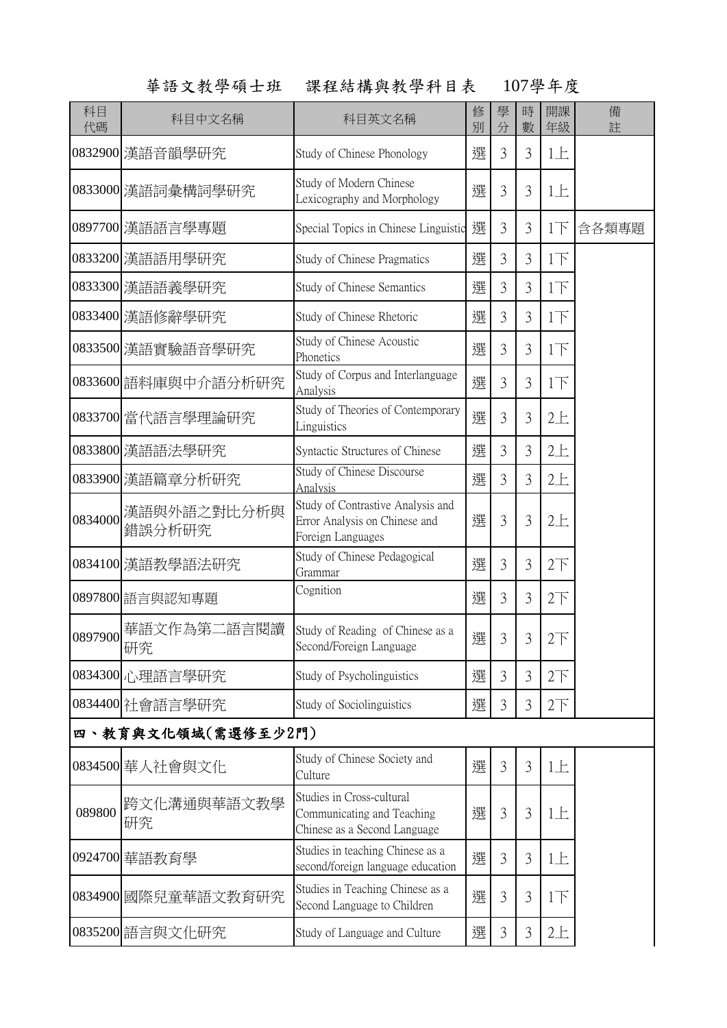# 華語文教學碩士班　課程結構與教學科目表　107學年度

| 科目代碼 | 科目中文名稱 | 科目英文名稱 | 修別 | 學分 | 時數 | 開課年級 | 備註 |
|---|---|---|---|---|---|---|---|
| 0832900 | 漢語音韻學研究 | Study of Chinese Phonology | 選 | 3 | 3 | 1上 | |
| 0833000 | 漢語詞彙構詞學研究 | Study of Modern Chinese Lexicography and Morphology | 選 | 3 | 3 | 1上 | |
| 0897700 | 漢語語言學專題 | Special Topics in Chinese Linguistic | 選 | 3 | 3 | 1下 | 含各類專題 |
| 0833200 | 漢語語用學研究 | Study of Chinese Pragmatics | 選 | 3 | 3 | 1下 | |
| 0833300 | 漢語語義學研究 | Study of Chinese Semantics | 選 | 3 | 3 | 1下 | |
| 0833400 | 漢語修辭學研究 | Study of Chinese Rhetoric | 選 | 3 | 3 | 1下 | |
| 0833500 | 漢語實驗語音學研究 | Study of Chinese Acoustic Phonetics | 選 | 3 | 3 | 1下 | |
| 0833600 | 語料庫與中介語分析研究 | Study of Corpus and Interlanguage Analysis | 選 | 3 | 3 | 1下 | |
| 0833700 | 當代語言學理論研究 | Study of Theories of Contemporary Linguistics | 選 | 3 | 3 | 2上 | |
| 0833800 | 漢語語法學研究 | Syntactic Structures of Chinese | 選 | 3 | 3 | 2上 | |
| 0833900 | 漢語篇章分析研究 | Study of Chinese Discourse Analysis | 選 | 3 | 3 | 2上 | |
| 0834000 | 漢語與外語之對比分析與錯誤分析研究 | Study of Contrastive Analysis and Error Analysis on Chinese and Foreign Languages | 選 | 3 | 3 | 2上 | |
| 0834100 | 漢語教學語法研究 | Study of Chinese Pedagogical Grammar | 選 | 3 | 3 | 2下 | |
| 0897800 | 語言與認知專題 | Cognition | 選 | 3 | 3 | 2下 | |
| 0897900 | 華語文作為第二語言閱讀研究 | Study of Reading of Chinese as a Second/Foreign Language | 選 | 3 | 3 | 2下 | |
| 0834300 | 心理語言學研究 | Study of Psycholinguistics | 選 | 3 | 3 | 2下 | |
| 0834400 | 社會語言學研究 | Study of Sociolinguistics | 選 | 3 | 3 | 2下 | |
| **四、教育與文化領域(需選修至少2門)** | | | | | | | |
| 0834500 | 華人社會與文化 | Study of Chinese Society and Culture | 選 | 3 | 3 | 1上 | |
| 089800 | 跨文化溝通與華語文教學研究 | Studies in Cross-cultural Communicating and Teaching Chinese as a Second Language | 選 | 3 | 3 | 1上 | |
| 0924700 | 華語教育學 | Studies in teaching Chinese as a second/foreign language education | 選 | 3 | 3 | 1上 | |
| 0834900 | 國際兒童華語文教育研究 | Studies in Teaching Chinese as a Second Language to Children | 選 | 3 | 3 | 1下 | |
| 0835200 | 語言與文化研究 | Study of Language and Culture | 選 | 3 | 3 | 2上 | |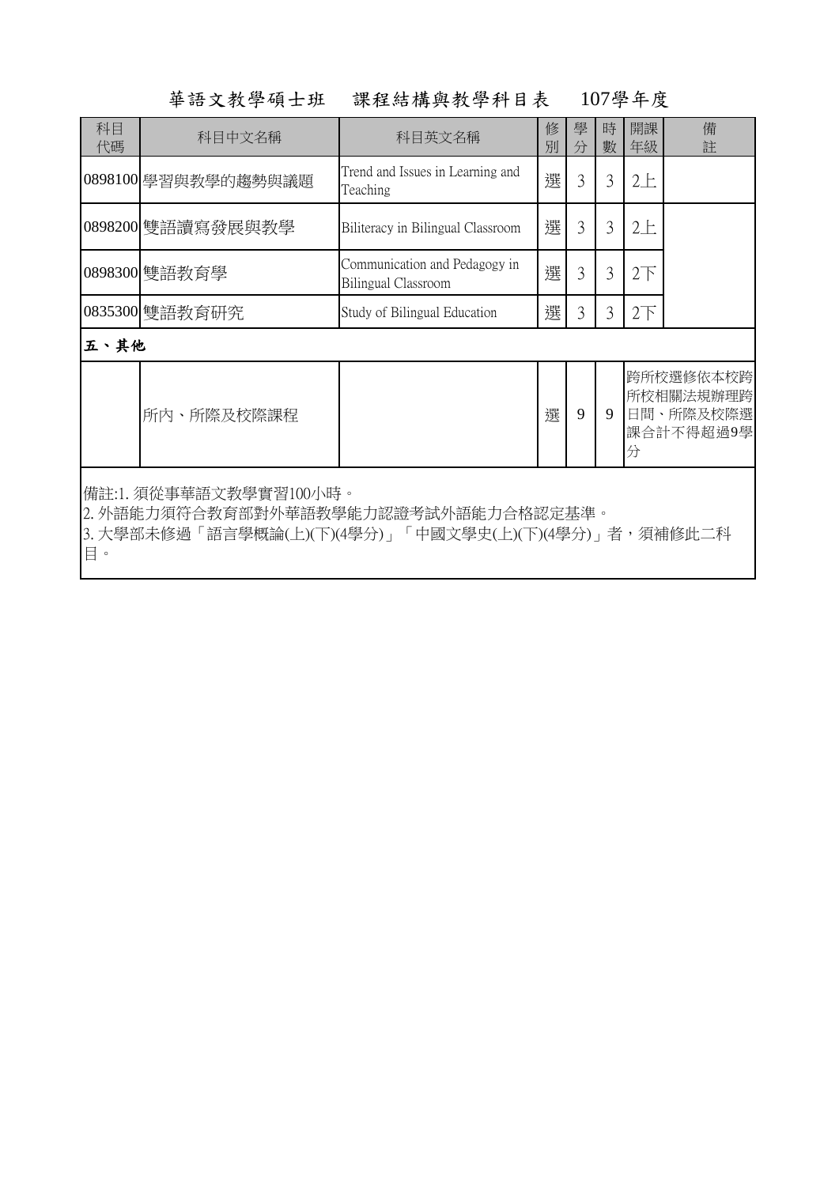# 華語文教學碩士班　課程結構與教學科目表　107學年度

| 科目代碼 | 科目中文名稱 | 科目英文名稱 | 修別 | 學分 | 時數 | 開課年級 | 備註 |
|---|---|---|---|---|---|---|---|
| 0898100 | 學習與教學的趨勢與議題 | Trend and Issues in Learning and Teaching | 選 | 3 | 3 | 2上 | |
| 0898200 | 雙語讀寫發展與教學 | Biliteracy in Bilingual Classroom | 選 | 3 | 3 | 2上 | |
| 0898300 | 雙語教育學 | Communication and Pedagogy in Bilingual Classroom | 選 | 3 | 3 | 2下 | |
| 0835300 | 雙語教育研究 | Study of Bilingual Education | 選 | 3 | 3 | 2下 | |
| **五、其他** | | | | | | | |
| | 所內、所際及校際課程 | | 選 | 9 | 9 | 跨所校選修依本校跨所校相關法規辦理跨日間、所際及校際選課合計不得超過9學分 | |

備註:1. 須從事華語文教學實習100小時。

2. 外語能力須符合教育部對外華語教學能力認證考試外語能力合格認定基準。

3. 大學部未修過「語言學概論(上)(下)(4學分)」「中國文學史(上)(下)(4學分)」者，須補修此二科目。